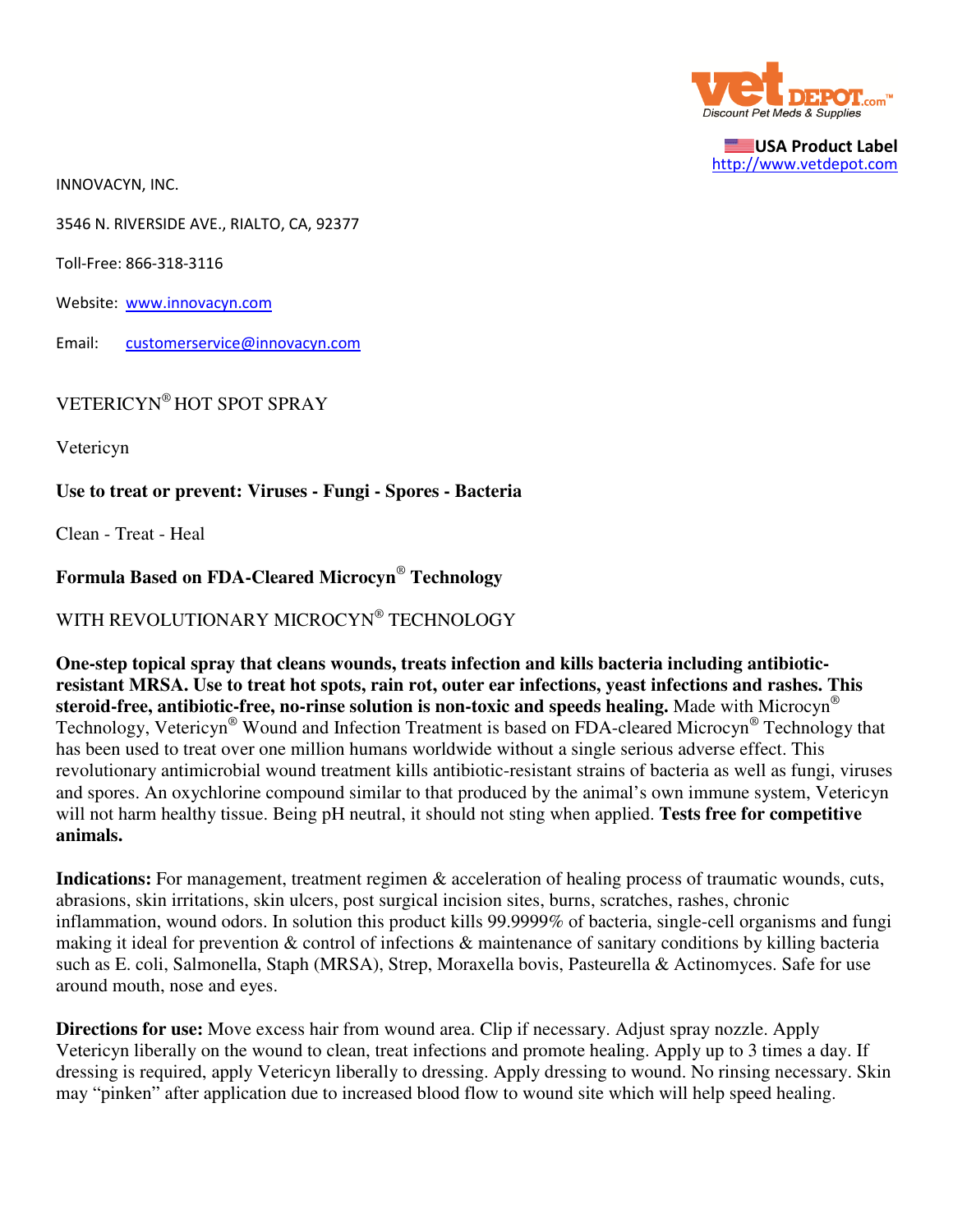USA Product Label
http://www.vetdepot.com

INNOVACYN, INC.

3546 N. RIVERSIDE AVE., RIALTO, CA, 92377

Toll-Free: 866-318-3116

Website: www.innovacyn.com

Email: customerservice@innovacyn.com

VETERICYN® HOT SPOT SPRAY

Vetericyn

**Use to treat or prevent: Viruses - Fungi - Spores - Bacteria**

Clean - Treat - Heal

**Formula Based on FDA-Cleared Microcyn® Technology**

WITH REVOLUTIONARY MICROCYN® TECHNOLOGY

**One-step topical spray that cleans wounds, treats infection and kills bacteria including antibiotic-resistant MRSA. Use to treat hot spots, rain rot, outer ear infections, yeast infections and rashes. This steroid-free, antibiotic-free, no-rinse solution is non-toxic and speeds healing.** Made with Microcyn® Technology, Vetericyn® Wound and Infection Treatment is based on FDA-cleared Microcyn® Technology that has been used to treat over one million humans worldwide without a single serious adverse effect. This revolutionary antimicrobial wound treatment kills antibiotic-resistant strains of bacteria as well as fungi, viruses and spores. An oxychlorine compound similar to that produced by the animal's own immune system, Vetericyn will not harm healthy tissue. Being pH neutral, it should not sting when applied. **Tests free for competitive animals.**

**Indications:** For management, treatment regimen & acceleration of healing process of traumatic wounds, cuts, abrasions, skin irritations, skin ulcers, post surgical incision sites, burns, scratches, rashes, chronic inflammation, wound odors. In solution this product kills 99.9999% of bacteria, single-cell organisms and fungi making it ideal for prevention & control of infections & maintenance of sanitary conditions by killing bacteria such as E. coli, Salmonella, Staph (MRSA), Strep, Moraxella bovis, Pasteurella & Actinomyces. Safe for use around mouth, nose and eyes.

**Directions for use:** Move excess hair from wound area. Clip if necessary. Adjust spray nozzle. Apply Vetericyn liberally on the wound to clean, treat infections and promote healing. Apply up to 3 times a day. If dressing is required, apply Vetericyn liberally to dressing. Apply dressing to wound. No rinsing necessary. Skin may "pinken" after application due to increased blood flow to wound site which will help speed healing.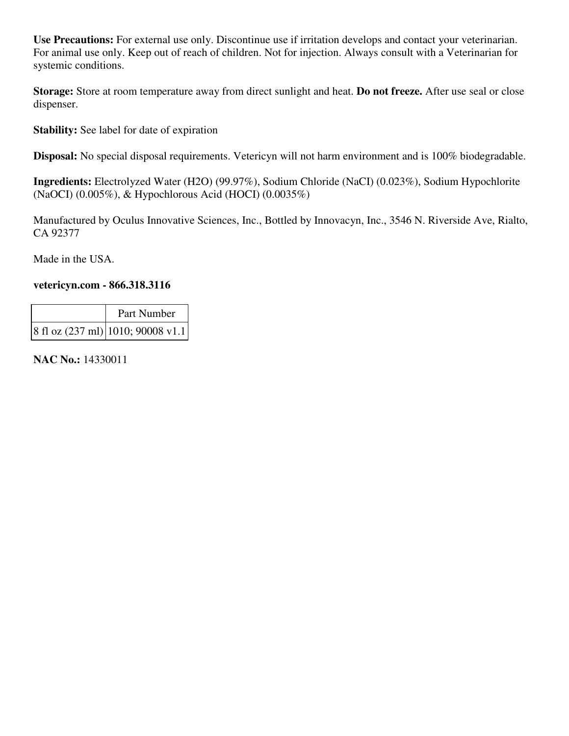**Use Precautions:** For external use only. Discontinue use if irritation develops and contact your veterinarian. For animal use only. Keep out of reach of children. Not for injection. Always consult with a Veterinarian for systemic conditions.

**Storage:** Store at room temperature away from direct sunlight and heat. **Do not freeze.** After use seal or close dispenser.

**Stability:** See label for date of expiration

**Disposal:** No special disposal requirements. Vetericyn will not harm environment and is 100% biodegradable.

**Ingredients:** Electrolyzed Water ($H_2O$) (99.97%), Sodium Chloride (NaCI) (0.023%), Sodium Hypochlorite (NaOCI) (0.005%), & Hypochlorous Acid (HOCI) (0.0035%)

Manufactured by Oculus Innovative Sciences, Inc., Bottled by Innovacyn, Inc., 3546 N. Riverside Ave, Rialto, CA 92377

Made in the USA.

**vetericyn.com - 866.318.3116**

| | Part Number |
|---|---|
| 8 fl oz (237 ml) | 1010; 90008 v1.1 |

**NAC No.:** 14330011